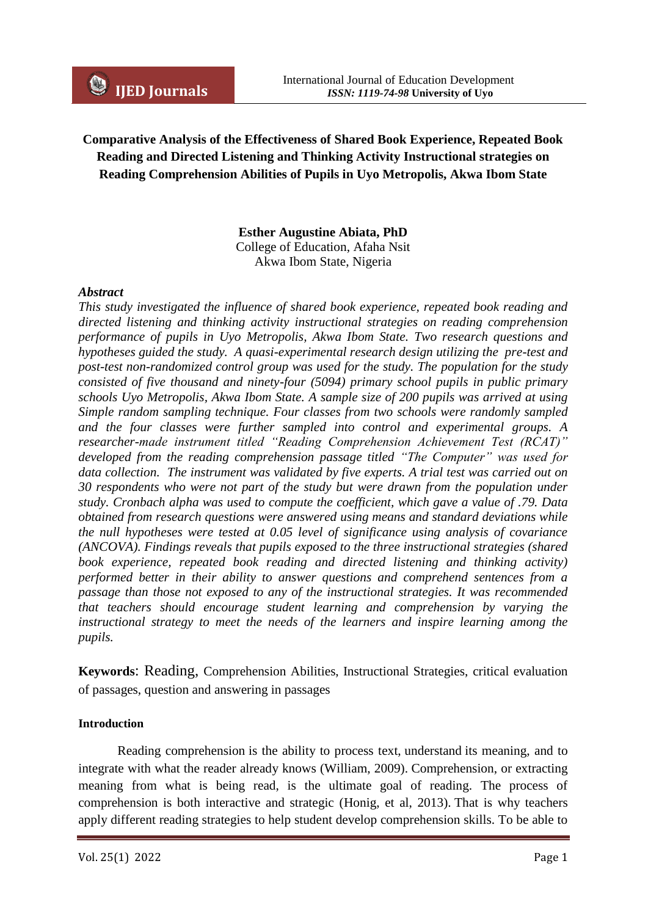# Comparative Analysis of the Effectiveness of Shared Book Experience, Repeated Book Reading and Directed Listening and Thinking Activity Instructional strategies on Reading Comprehension Abilities of Pupils in Uyo Metropolis, Akwa Ibom State

**Esther Augustine Abiata, PhD**
College of Education, Afaha Nsit
Akwa Ibom State, Nigeria

***Abstract***

*This study investigated the influence of shared book experience, repeated book reading and directed listening and thinking activity instructional strategies on reading comprehension performance of pupils in Uyo Metropolis, Akwa Ibom State. Two research questions and hypotheses guided the study. A quasi-experimental research design utilizing the pre-test and post-test non-randomized control group was used for the study. The population for the study consisted of five thousand and ninety-four (5094) primary school pupils in public primary schools Uyo Metropolis, Akwa Ibom State. A sample size of 200 pupils was arrived at using Simple random sampling technique. Four classes from two schools were randomly sampled and the four classes were further sampled into control and experimental groups. A researcher-made instrument titled "Reading Comprehension Achievement Test (RCAT)" developed from the reading comprehension passage titled "The Computer" was used for data collection. The instrument was validated by five experts. A trial test was carried out on 30 respondents who were not part of the study but were drawn from the population under study. Cronbach alpha was used to compute the coefficient, which gave a value of .79. Data obtained from research questions were answered using means and standard deviations while the null hypotheses were tested at 0.05 level of significance using analysis of covariance (ANCOVA). Findings reveals that pupils exposed to the three instructional strategies (shared book experience, repeated book reading and directed listening and thinking activity) performed better in their ability to answer questions and comprehend sentences from a passage than those not exposed to any of the instructional strategies. It was recommended that teachers should encourage student learning and comprehension by varying the instructional strategy to meet the needs of the learners and inspire learning among the pupils.*

**Keywords**: Reading, Comprehension Abilities, Instructional Strategies, critical evaluation of passages, question and answering in passages

#### Introduction

Reading comprehension is the ability to process text, understand its meaning, and to integrate with what the reader already knows (William, 2009). Comprehension, or extracting meaning from what is being read, is the ultimate goal of reading. The process of comprehension is both interactive and strategic (Honig, et al, 2013). That is why teachers apply different reading strategies to help student develop comprehension skills. To be able to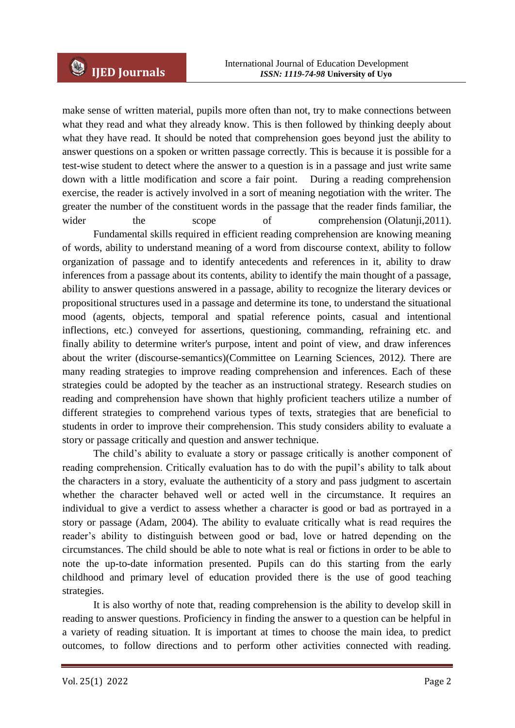make sense of written material, pupils more often than not, try to make connections between what they read and what they already know. This is then followed by thinking deeply about what they have read. It should be noted that comprehension goes beyond just the ability to answer questions on a spoken or written passage correctly. This is because it is possible for a test-wise student to detect where the answer to a question is in a passage and just write same down with a little modification and score a fair point. During a reading comprehension exercise, the reader is actively involved in a sort of meaning negotiation with the writer. The greater the number of the constituent words in the passage that the reader finds familiar, the wider the scope of comprehension (Olatunji,2011).

Fundamental skills required in efficient reading comprehension are knowing meaning of words, ability to understand meaning of a word from discourse context, ability to follow organization of passage and to identify antecedents and references in it, ability to draw inferences from a passage about its contents, ability to identify the main thought of a passage, ability to answer questions answered in a passage, ability to recognize the literary devices or propositional structures used in a passage and determine its tone, to understand the situational mood (agents, objects, temporal and spatial reference points, casual and intentional inflections, etc.) conveyed for assertions, questioning, commanding, refraining etc. and finally ability to determine writer's purpose, intent and point of view, and draw inferences about the writer (discourse-semantics)(Committee on Learning Sciences, 2012*).* There are many reading strategies to improve reading comprehension and inferences. Each of these strategies could be adopted by the teacher as an instructional strategy. Research studies on reading and comprehension have shown that highly proficient teachers utilize a number of different strategies to comprehend various types of texts, strategies that are beneficial to students in order to improve their comprehension. This study considers ability to evaluate a story or passage critically and question and answer technique.

The child's ability to evaluate a story or passage critically is another component of reading comprehension. Critically evaluation has to do with the pupil's ability to talk about the characters in a story, evaluate the authenticity of a story and pass judgment to ascertain whether the character behaved well or acted well in the circumstance. It requires an individual to give a verdict to assess whether a character is good or bad as portrayed in a story or passage (Adam, 2004). The ability to evaluate critically what is read requires the reader's ability to distinguish between good or bad, love or hatred depending on the circumstances. The child should be able to note what is real or fictions in order to be able to note the up-to-date information presented. Pupils can do this starting from the early childhood and primary level of education provided there is the use of good teaching strategies.

It is also worthy of note that, reading comprehension is the ability to develop skill in reading to answer questions. Proficiency in finding the answer to a question can be helpful in a variety of reading situation. It is important at times to choose the main idea, to predict outcomes, to follow directions and to perform other activities connected with reading.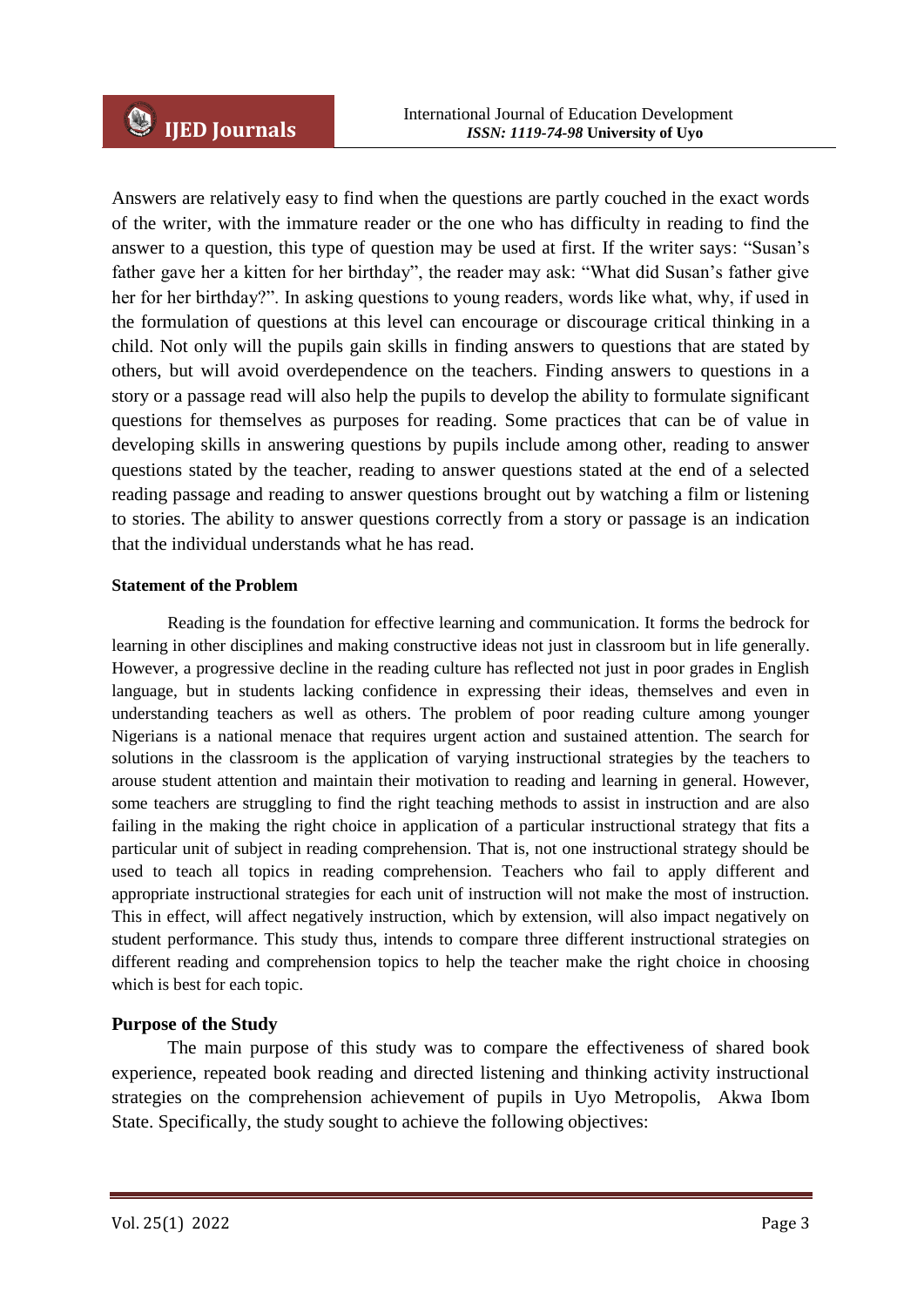Answers are relatively easy to find when the questions are partly couched in the exact words of the writer, with the immature reader or the one who has difficulty in reading to find the answer to a question, this type of question may be used at first. If the writer says: "Susan's father gave her a kitten for her birthday", the reader may ask: "What did Susan's father give her for her birthday?". In asking questions to young readers, words like what, why, if used in the formulation of questions at this level can encourage or discourage critical thinking in a child. Not only will the pupils gain skills in finding answers to questions that are stated by others, but will avoid overdependence on the teachers. Finding answers to questions in a story or a passage read will also help the pupils to develop the ability to formulate significant questions for themselves as purposes for reading. Some practices that can be of value in developing skills in answering questions by pupils include among other, reading to answer questions stated by the teacher, reading to answer questions stated at the end of a selected reading passage and reading to answer questions brought out by watching a film or listening to stories. The ability to answer questions correctly from a story or passage is an indication that the individual understands what he has read.

**Statement of the Problem**

Reading is the foundation for effective learning and communication. It forms the bedrock for learning in other disciplines and making constructive ideas not just in classroom but in life generally. However, a progressive decline in the reading culture has reflected not just in poor grades in English language, but in students lacking confidence in expressing their ideas, themselves and even in understanding teachers as well as others. The problem of poor reading culture among younger Nigerians is a national menace that requires urgent action and sustained attention. The search for solutions in the classroom is the application of varying instructional strategies by the teachers to arouse student attention and maintain their motivation to reading and learning in general. However, some teachers are struggling to find the right teaching methods to assist in instruction and are also failing in the making the right choice in application of a particular instructional strategy that fits a particular unit of subject in reading comprehension. That is, not one instructional strategy should be used to teach all topics in reading comprehension. Teachers who fail to apply different and appropriate instructional strategies for each unit of instruction will not make the most of instruction. This in effect, will affect negatively instruction, which by extension, will also impact negatively on student performance. This study thus, intends to compare three different instructional strategies on different reading and comprehension topics to help the teacher make the right choice in choosing which is best for each topic.

**Purpose of the Study**

The main purpose of this study was to compare the effectiveness of shared book experience, repeated book reading and directed listening and thinking activity instructional strategies on the comprehension achievement of pupils in Uyo Metropolis, Akwa Ibom State. Specifically, the study sought to achieve the following objectives: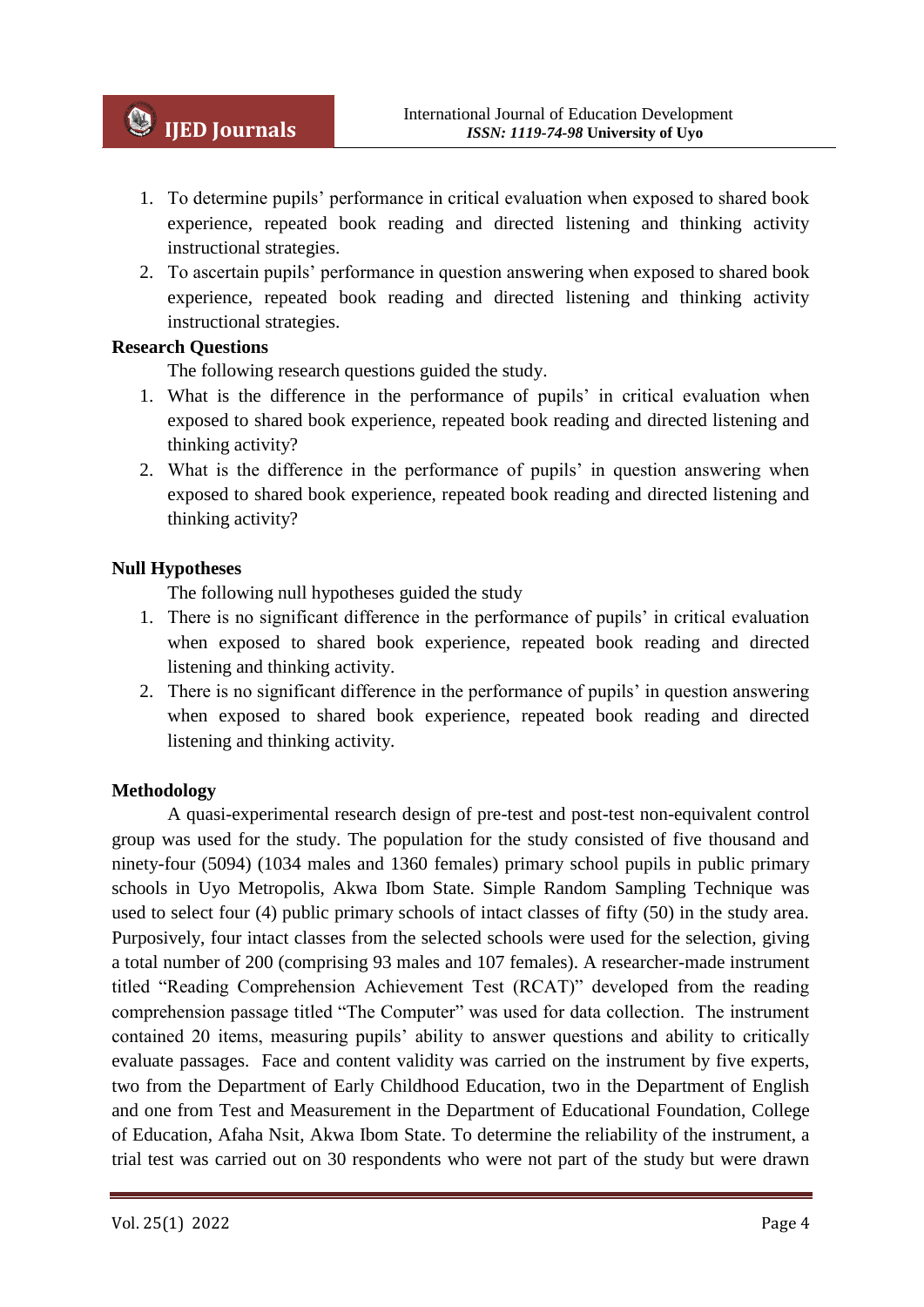1. To determine pupils' performance in critical evaluation when exposed to shared book experience, repeated book reading and directed listening and thinking activity instructional strategies.
2. To ascertain pupils' performance in question answering when exposed to shared book experience, repeated book reading and directed listening and thinking activity instructional strategies.

**Research Questions**

The following research questions guided the study.

1. What is the difference in the performance of pupils' in critical evaluation when exposed to shared book experience, repeated book reading and directed listening and thinking activity?
2. What is the difference in the performance of pupils' in question answering when exposed to shared book experience, repeated book reading and directed listening and thinking activity?

**Null Hypotheses**

The following null hypotheses guided the study

1. There is no significant difference in the performance of pupils' in critical evaluation when exposed to shared book experience, repeated book reading and directed listening and thinking activity.
2. There is no significant difference in the performance of pupils' in question answering when exposed to shared book experience, repeated book reading and directed listening and thinking activity.

**Methodology**

A quasi-experimental research design of pre-test and post-test non-equivalent control group was used for the study. The population for the study consisted of five thousand and ninety-four (5094) (1034 males and 1360 females) primary school pupils in public primary schools in Uyo Metropolis, Akwa Ibom State. Simple Random Sampling Technique was used to select four (4) public primary schools of intact classes of fifty (50) in the study area. Purposively, four intact classes from the selected schools were used for the selection, giving a total number of 200 (comprising 93 males and 107 females). A researcher-made instrument titled "Reading Comprehension Achievement Test (RCAT)" developed from the reading comprehension passage titled "The Computer" was used for data collection. The instrument contained 20 items, measuring pupils' ability to answer questions and ability to critically evaluate passages. Face and content validity was carried on the instrument by five experts, two from the Department of Early Childhood Education, two in the Department of English and one from Test and Measurement in the Department of Educational Foundation, College of Education, Afaha Nsit, Akwa Ibom State. To determine the reliability of the instrument, a trial test was carried out on 30 respondents who were not part of the study but were drawn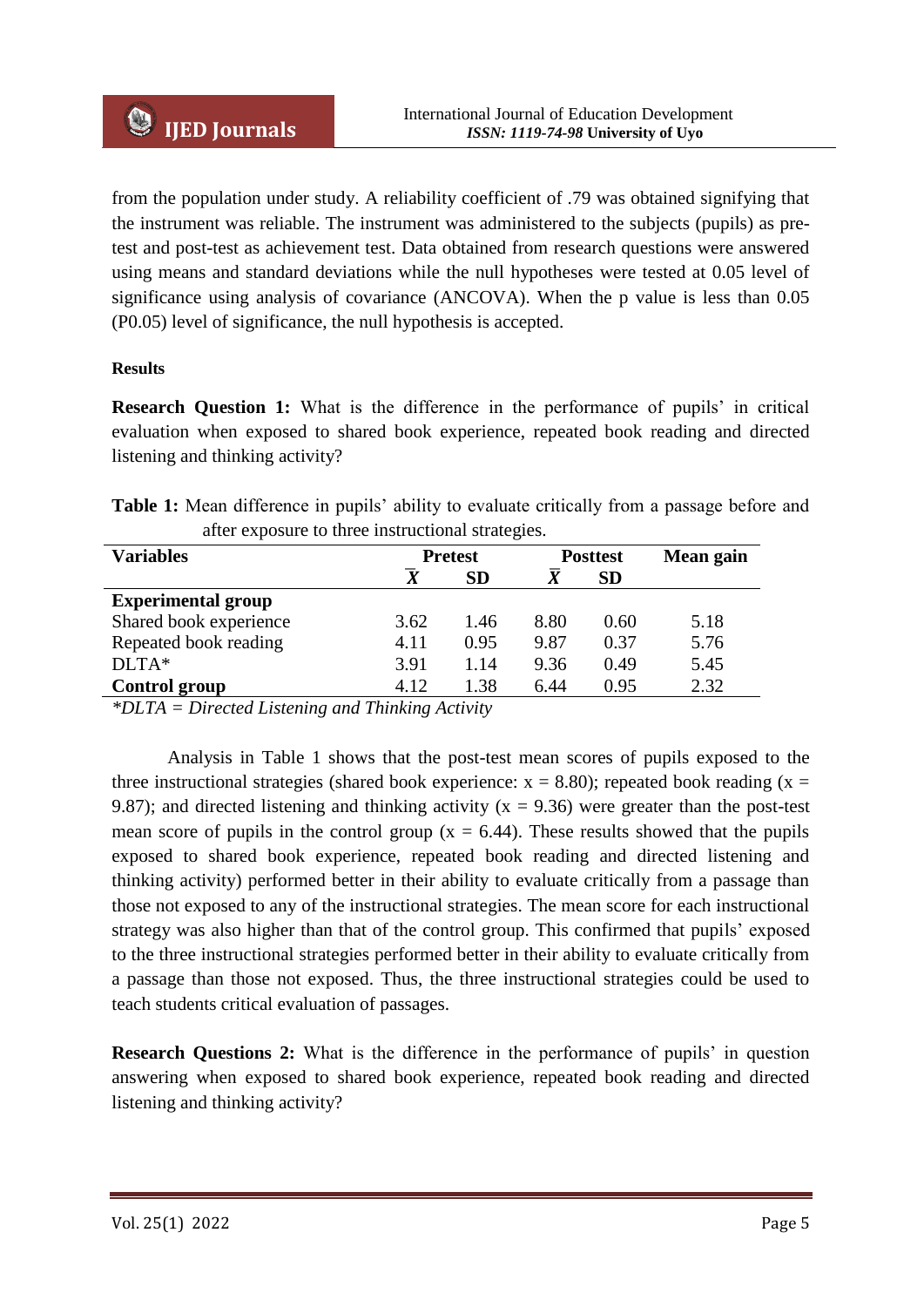from the population under study. A reliability coefficient of .79 was obtained signifying that the instrument was reliable. The instrument was administered to the subjects (pupils) as pre-test and post-test as achievement test. Data obtained from research questions were answered using means and standard deviations while the null hypotheses were tested at 0.05 level of significance using analysis of covariance (ANCOVA). When the p value is less than 0.05 (P0.05) level of significance, the null hypothesis is accepted.

**Results**

**Research Question 1:** What is the difference in the performance of pupils' in critical evaluation when exposed to shared book experience, repeated book reading and directed listening and thinking activity?

**Table 1:** Mean difference in pupils' ability to evaluate critically from a passage before and after exposure to three instructional strategies.

| Variables | Pretest | | Posttest | | Mean gain |
|---|---|---|---|---|---|
| | $\bar{X}$ | SD | $\bar{X}$ | SD | |
| **Experimental group** | | | | | |
| Shared book experience | 3.62 | 1.46 | 8.80 | 0.60 | 5.18 |
| Repeated book reading | 4.11 | 0.95 | 9.87 | 0.37 | 5.76 |
| DLTA* | 3.91 | 1.14 | 9.36 | 0.49 | 5.45 |
| **Control group** | 4.12 | 1.38 | 6.44 | 0.95 | 2.32 |

*\*DLTA = Directed Listening and Thinking Activity*

Analysis in Table 1 shows that the post-test mean scores of pupils exposed to the three instructional strategies (shared book experience: x = 8.80); repeated book reading (x = 9.87); and directed listening and thinking activity (x = 9.36) were greater than the post-test mean score of pupils in the control group (x = 6.44). These results showed that the pupils exposed to shared book experience, repeated book reading and directed listening and thinking activity) performed better in their ability to evaluate critically from a passage than those not exposed to any of the instructional strategies. The mean score for each instructional strategy was also higher than that of the control group. This confirmed that pupils' exposed to the three instructional strategies performed better in their ability to evaluate critically from a passage than those not exposed. Thus, the three instructional strategies could be used to teach students critical evaluation of passages.

**Research Questions 2:** What is the difference in the performance of pupils' in question answering when exposed to shared book experience, repeated book reading and directed listening and thinking activity?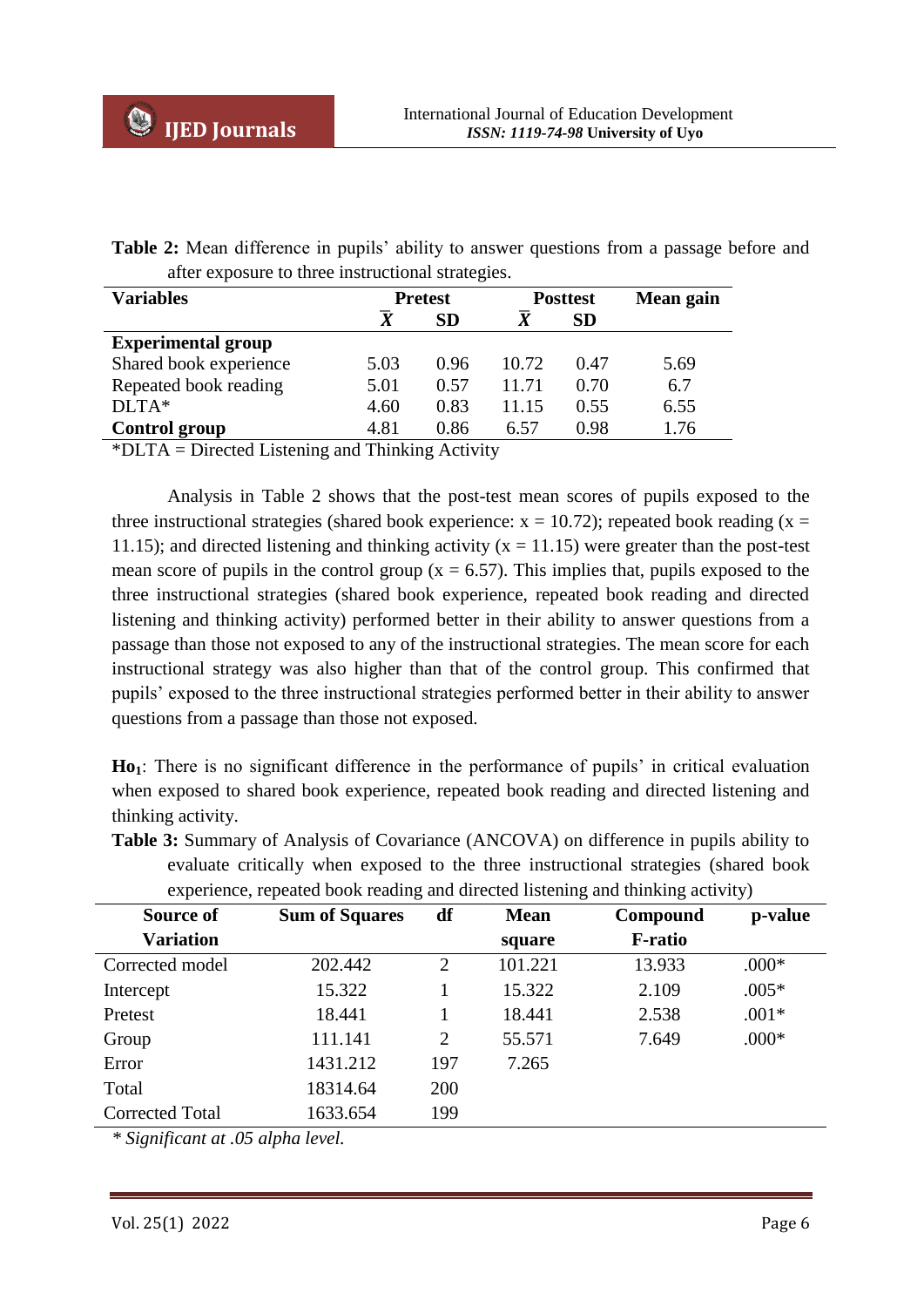**Table 2:** Mean difference in pupils' ability to answer questions from a passage before and after exposure to three instructional strategies.

| Variables | Pretest | | Posttest | | Mean gain |
|---|---|---|---|---|---|
| | $\bar{X}$ | SD | $\bar{X}$ | SD | |
| **Experimental group** | | | | | |
| Shared book experience | 5.03 | 0.96 | 10.72 | 0.47 | 5.69 |
| Repeated book reading | 5.01 | 0.57 | 11.71 | 0.70 | 6.7 |
| DLTA* | 4.60 | 0.83 | 11.15 | 0.55 | 6.55 |
| **Control group** | 4.81 | 0.86 | 6.57 | 0.98 | 1.76 |

*DLTA = Directed Listening and Thinking Activity

Analysis in Table 2 shows that the post-test mean scores of pupils exposed to the three instructional strategies (shared book experience: x = 10.72); repeated book reading (x = 11.15); and directed listening and thinking activity (x = 11.15) were greater than the post-test mean score of pupils in the control group (x = 6.57). This implies that, pupils exposed to the three instructional strategies (shared book experience, repeated book reading and directed listening and thinking activity) performed better in their ability to answer questions from a passage than those not exposed to any of the instructional strategies. The mean score for each instructional strategy was also higher than that of the control group. This confirmed that pupils' exposed to the three instructional strategies performed better in their ability to answer questions from a passage than those not exposed.

**$Ho_1$**: There is no significant difference in the performance of pupils' in critical evaluation when exposed to shared book experience, repeated book reading and directed listening and thinking activity.

**Table 3:** Summary of Analysis of Covariance (ANCOVA) on difference in pupils ability to evaluate critically when exposed to the three instructional strategies (shared book experience, repeated book reading and directed listening and thinking activity)

| Source of Variation | Sum of Squares | df | Mean square | Compound F-ratio | p-value |
|---|---|---|---|---|---|
| Corrected model | 202.442 | 2 | 101.221 | 13.933 | .000* |
| Intercept | 15.322 | 1 | 15.322 | 2.109 | .005* |
| Pretest | 18.441 | 1 | 18.441 | 2.538 | .001* |
| Group | 111.141 | 2 | 55.571 | 7.649 | .000* |
| Error | 1431.212 | 197 | 7.265 | | |
| Total | 18314.64 | 200 | | | |
| Corrected Total | 1633.654 | 199 | | | |

*\* Significant at .05 alpha level.*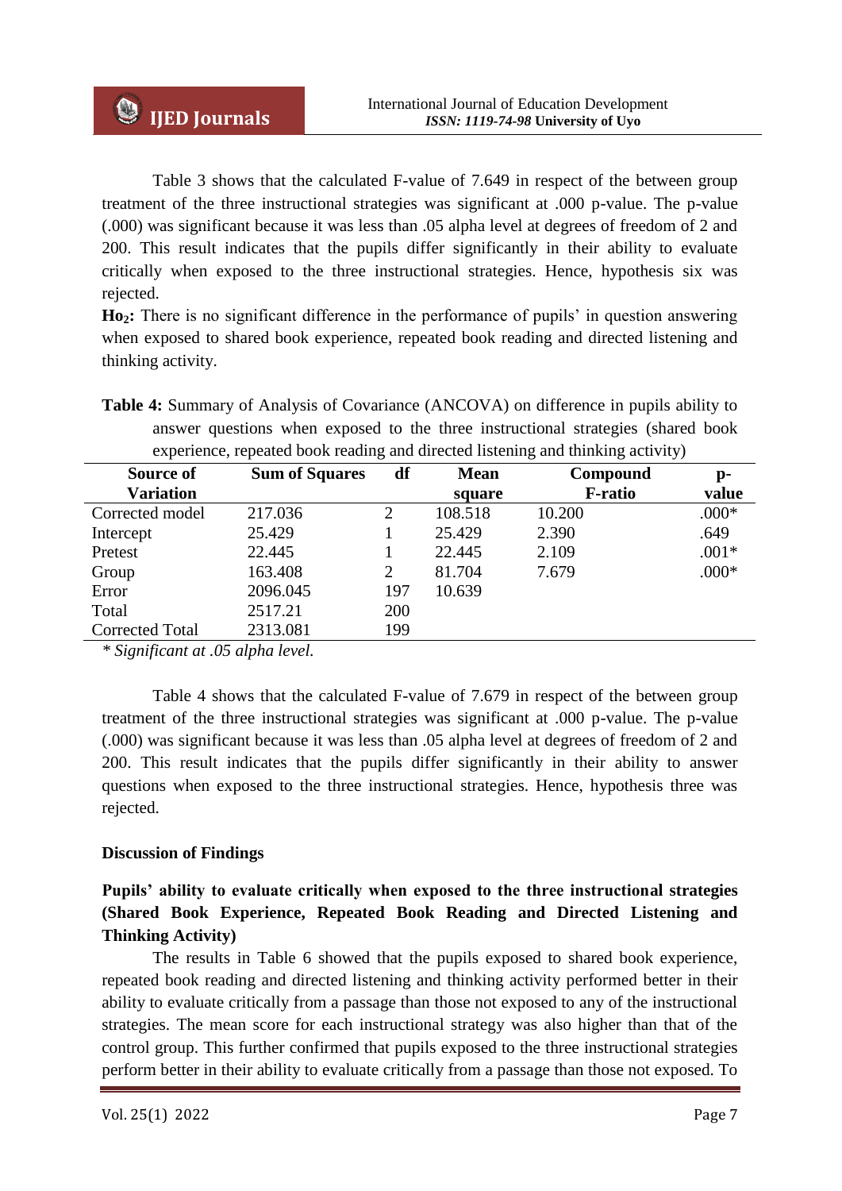Table 3 shows that the calculated F-value of 7.649 in respect of the between group treatment of the three instructional strategies was significant at .000 p-value. The p-value (.000) was significant because it was less than .05 alpha level at degrees of freedom of 2 and 200. This result indicates that the pupils differ significantly in their ability to evaluate critically when exposed to the three instructional strategies. Hence, hypothesis six was rejected.

**$Ho_2$:** There is no significant difference in the performance of pupils' in question answering when exposed to shared book experience, repeated book reading and directed listening and thinking activity.

**Table 4:** Summary of Analysis of Covariance (ANCOVA) on difference in pupils ability to answer questions when exposed to the three instructional strategies (shared book experience, repeated book reading and directed listening and thinking activity)

| Source of Variation | Sum of Squares | df | Mean square | Compound F-ratio | p-value |
|---|---|---|---|---|---|
| Corrected model | 217.036 | 2 | 108.518 | 10.200 | .000* |
| Intercept | 25.429 | 1 | 25.429 | 2.390 | .649 |
| Pretest | 22.445 | 1 | 22.445 | 2.109 | .001* |
| Group | 163.408 | 2 | 81.704 | 7.679 | .000* |
| Error | 2096.045 | 197 | 10.639 | | |
| Total | 2517.21 | 200 | | | |
| Corrected Total | 2313.081 | 199 | | | |

*\* Significant at .05 alpha level.*

Table 4 shows that the calculated F-value of 7.679 in respect of the between group treatment of the three instructional strategies was significant at .000 p-value. The p-value (.000) was significant because it was less than .05 alpha level at degrees of freedom of 2 and 200. This result indicates that the pupils differ significantly in their ability to answer questions when exposed to the three instructional strategies. Hence, hypothesis three was rejected.

## Discussion of Findings

### Pupils' ability to evaluate critically when exposed to the three instructional strategies (Shared Book Experience, Repeated Book Reading and Directed Listening and Thinking Activity)

The results in Table 6 showed that the pupils exposed to shared book experience, repeated book reading and directed listening and thinking activity performed better in their ability to evaluate critically from a passage than those not exposed to any of the instructional strategies. The mean score for each instructional strategy was also higher than that of the control group. This further confirmed that pupils exposed to the three instructional strategies perform better in their ability to evaluate critically from a passage than those not exposed. To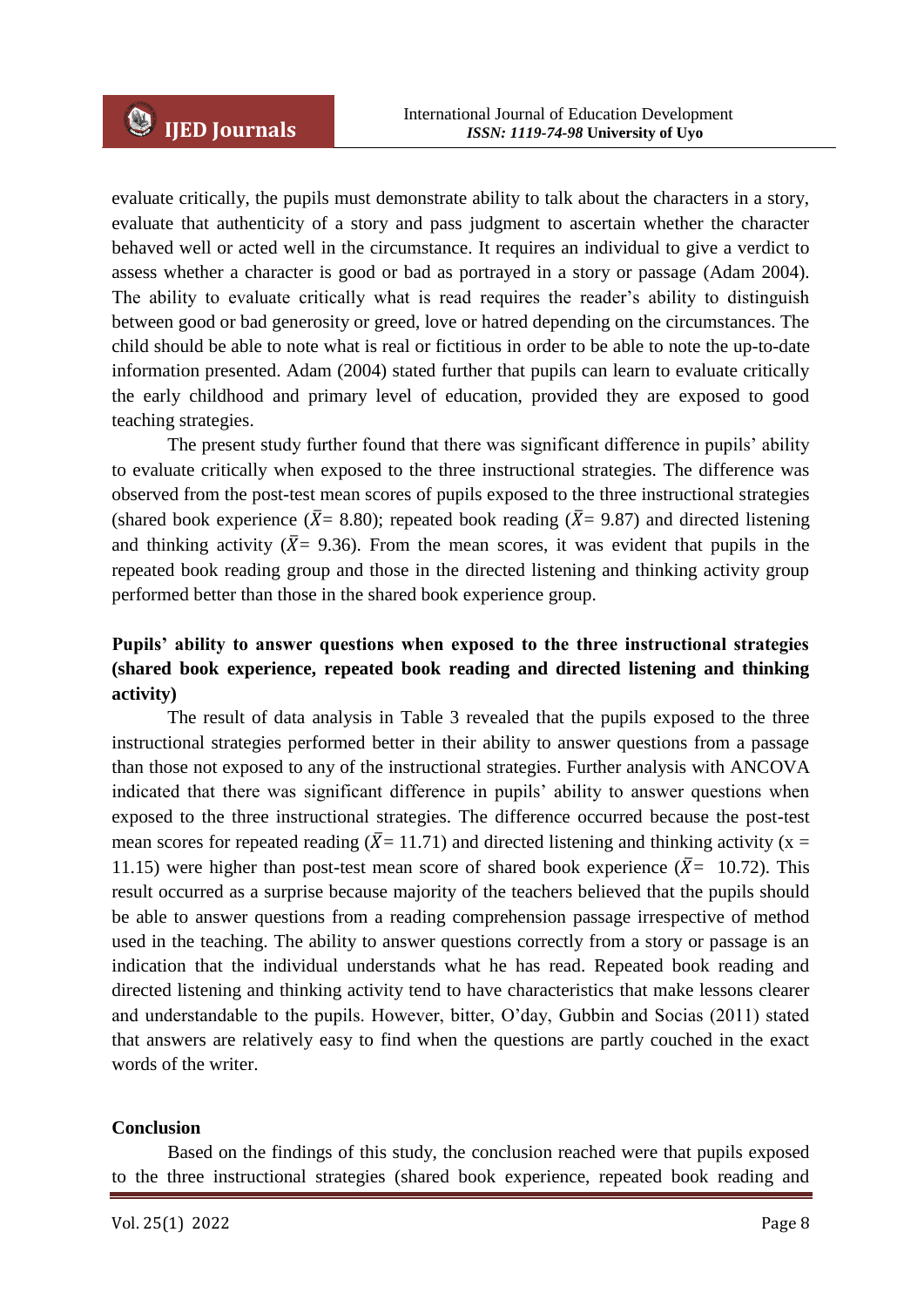evaluate critically, the pupils must demonstrate ability to talk about the characters in a story, evaluate that authenticity of a story and pass judgment to ascertain whether the character behaved well or acted well in the circumstance. It requires an individual to give a verdict to assess whether a character is good or bad as portrayed in a story or passage (Adam 2004). The ability to evaluate critically what is read requires the reader's ability to distinguish between good or bad generosity or greed, love or hatred depending on the circumstances. The child should be able to note what is real or fictitious in order to be able to note the up-to-date information presented. Adam (2004) stated further that pupils can learn to evaluate critically the early childhood and primary level of education, provided they are exposed to good teaching strategies.

The present study further found that there was significant difference in pupils' ability to evaluate critically when exposed to the three instructional strategies. The difference was observed from the post-test mean scores of pupils exposed to the three instructional strategies (shared book experience ($\bar{X}$= 8.80); repeated book reading ($\bar{X}$= 9.87) and directed listening and thinking activity ($\bar{X}$= 9.36). From the mean scores, it was evident that pupils in the repeated book reading group and those in the directed listening and thinking activity group performed better than those in the shared book experience group.

**Pupils' ability to answer questions when exposed to the three instructional strategies (shared book experience, repeated book reading and directed listening and thinking activity)**

The result of data analysis in Table 3 revealed that the pupils exposed to the three instructional strategies performed better in their ability to answer questions from a passage than those not exposed to any of the instructional strategies. Further analysis with ANCOVA indicated that there was significant difference in pupils' ability to answer questions when exposed to the three instructional strategies. The difference occurred because the post-test mean scores for repeated reading ($\bar{X}$= 11.71) and directed listening and thinking activity (x = 11.15) were higher than post-test mean score of shared book experience ($\bar{X}$= 10.72). This result occurred as a surprise because majority of the teachers believed that the pupils should be able to answer questions from a reading comprehension passage irrespective of method used in the teaching. The ability to answer questions correctly from a story or passage is an indication that the individual understands what he has read. Repeated book reading and directed listening and thinking activity tend to have characteristics that make lessons clearer and understandable to the pupils. However, bitter, O'day, Gubbin and Socias (2011) stated that answers are relatively easy to find when the questions are partly couched in the exact words of the writer.

**Conclusion**

Based on the findings of this study, the conclusion reached were that pupils exposed to the three instructional strategies (shared book experience, repeated book reading and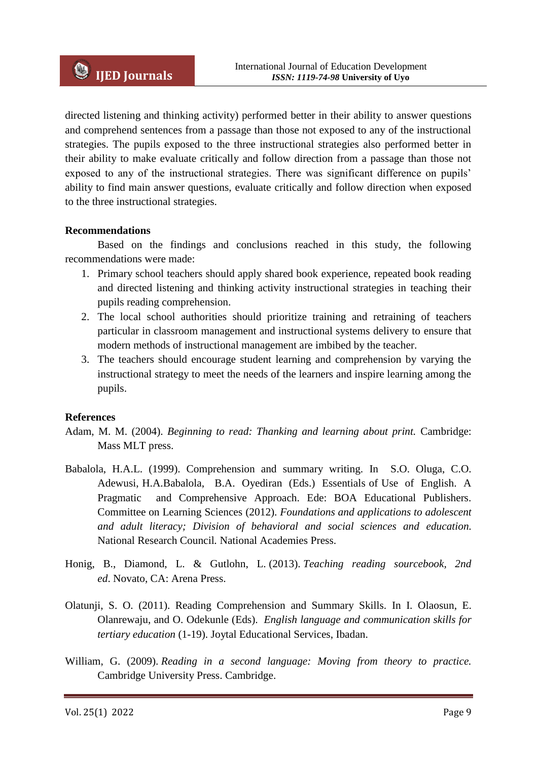directed listening and thinking activity) performed better in their ability to answer questions and comprehend sentences from a passage than those not exposed to any of the instructional strategies. The pupils exposed to the three instructional strategies also performed better in their ability to make evaluate critically and follow direction from a passage than those not exposed to any of the instructional strategies. There was significant difference on pupils' ability to find main answer questions, evaluate critically and follow direction when exposed to the three instructional strategies.

**Recommendations**

Based on the findings and conclusions reached in this study, the following recommendations were made:

1. Primary school teachers should apply shared book experience, repeated book reading and directed listening and thinking activity instructional strategies in teaching their pupils reading comprehension.
2. The local school authorities should prioritize training and retraining of teachers particular in classroom management and instructional systems delivery to ensure that modern methods of instructional management are imbibed by the teacher.
3. The teachers should encourage student learning and comprehension by varying the instructional strategy to meet the needs of the learners and inspire learning among the pupils.

**References**

Adam, M. M. (2004). *Beginning to read: Thanking and learning about print.* Cambridge: Mass MLT press.

Babalola, H.A.L. (1999). Comprehension and summary writing. In S.O. Oluga, C.O. Adewusi, H.A.Babalola, B.A. Oyediran (Eds.) Essentials of Use of English. A Pragmatic and Comprehensive Approach. Ede: BOA Educational Publishers. Committee on Learning Sciences (2012). *Foundations and applications to adolescent and adult literacy; Division of behavioral and social sciences and education.* National Research Council. National Academies Press.

Honig, B., Diamond, L. & Gutlohn, L. (2013). *Teaching reading sourcebook, 2nd ed*. Novato, CA: Arena Press.

Olatunji, S. O. (2011). Reading Comprehension and Summary Skills. In I. Olaosun, E. Olanrewaju, and O. Odekunle (Eds). *English language and communication skills for tertiary education* (1-19). Joytal Educational Services, Ibadan.

William, G. (2009). *Reading in a second language: Moving from theory to practice.* Cambridge University Press. Cambridge.